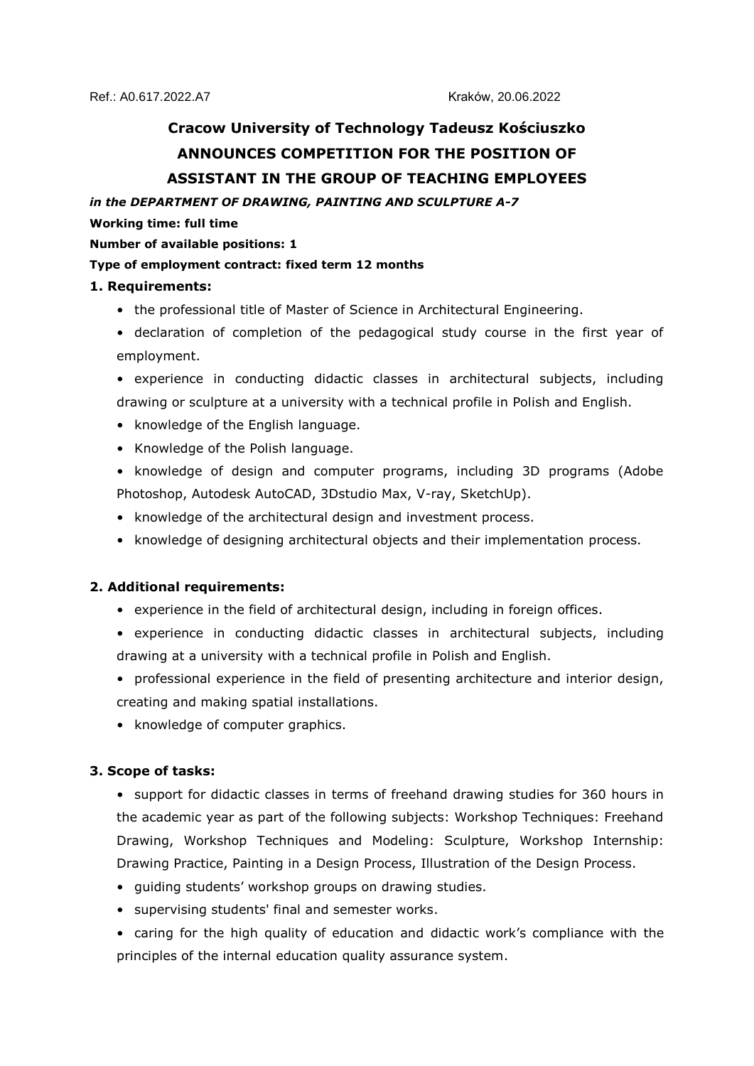Ref.: A0.617.2022.A7 Kraków, 20.06.2022

# Cracow University of Technology Tadeusz Kościuszko ANNOUNCES COMPETITION FOR THE POSITION OF ASSISTANT IN THE GROUP OF TEACHING EMPLOYEES

***in the DEPARTMENT OF DRAWING, PAINTING AND SCULPTURE A-7***

**Working time: full time**

**Number of available positions: 1**

**Type of employment contract: fixed term 12 months**

## 1. Requirements:

- the professional title of Master of Science in Architectural Engineering.
- declaration of completion of the pedagogical study course in the first year of employment.
- experience in conducting didactic classes in architectural subjects, including drawing or sculpture at a university with a technical profile in Polish and English.
- knowledge of the English language.
- Knowledge of the Polish language.
- knowledge of design and computer programs, including 3D programs (Adobe Photoshop, Autodesk AutoCAD, 3Dstudio Max, V-ray, SketchUp).
- knowledge of the architectural design and investment process.
- knowledge of designing architectural objects and their implementation process.

## 2. Additional requirements:

- experience in the field of architectural design, including in foreign offices.
- experience in conducting didactic classes in architectural subjects, including drawing at a university with a technical profile in Polish and English.
- professional experience in the field of presenting architecture and interior design, creating and making spatial installations.
- knowledge of computer graphics.

## 3. Scope of tasks:

- support for didactic classes in terms of freehand drawing studies for 360 hours in the academic year as part of the following subjects: Workshop Techniques: Freehand Drawing, Workshop Techniques and Modeling: Sculpture, Workshop Internship: Drawing Practice, Painting in a Design Process, Illustration of the Design Process.
- guiding students' workshop groups on drawing studies.
- supervising students' final and semester works.
- caring for the high quality of education and didactic work's compliance with the principles of the internal education quality assurance system.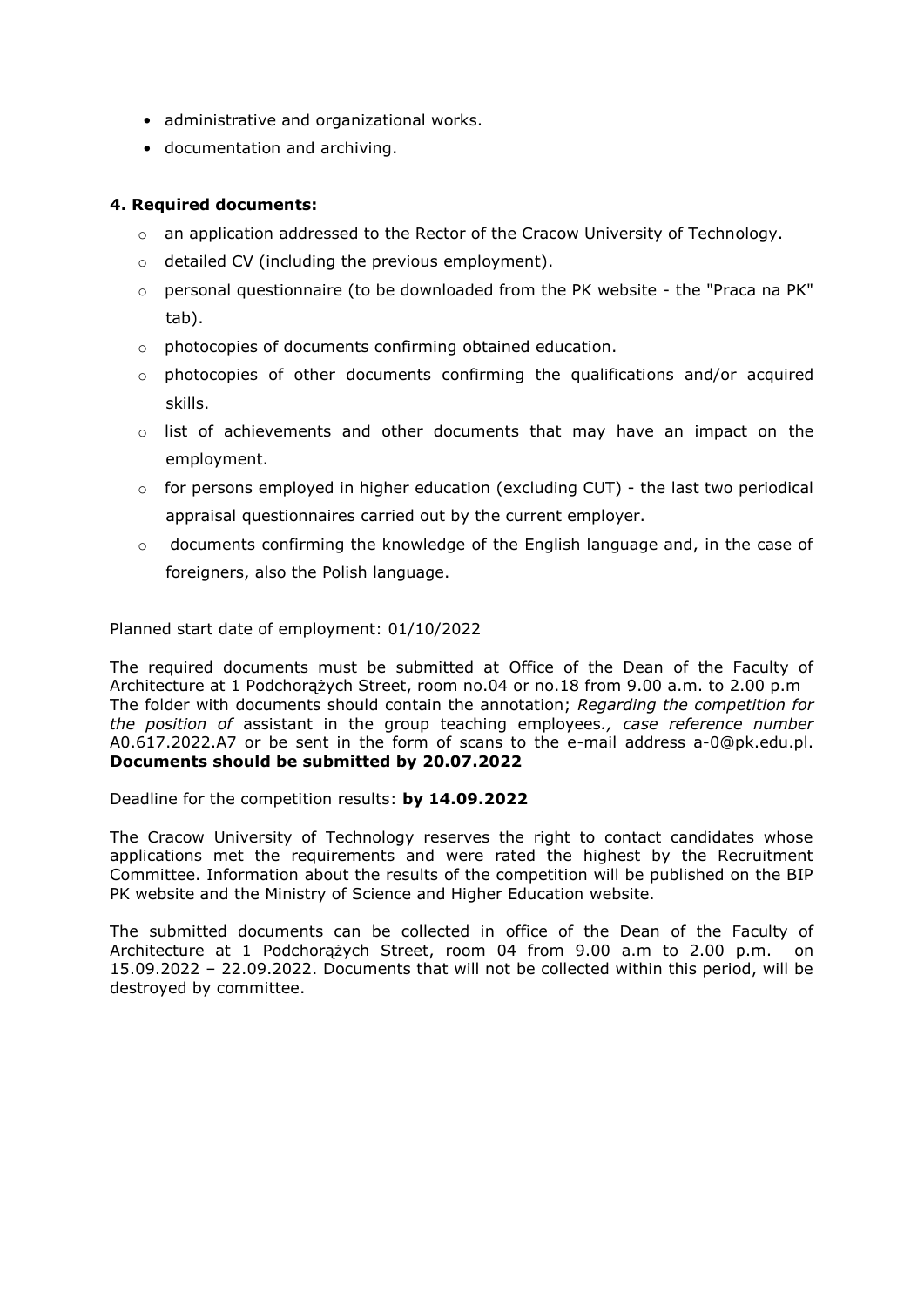- administrative and organizational works.
- documentation and archiving.

**4. Required documents:**

- an application addressed to the Rector of the Cracow University of Technology.
- detailed CV (including the previous employment).
- personal questionnaire (to be downloaded from the PK website - the "Praca na PK" tab).
- photocopies of documents confirming obtained education.
- photocopies of other documents confirming the qualifications and/or acquired skills.
- list of achievements and other documents that may have an impact on the employment.
- for persons employed in higher education (excluding CUT) - the last two periodical appraisal questionnaires carried out by the current employer.
- documents confirming the knowledge of the English language and, in the case of foreigners, also the Polish language.

Planned start date of employment: 01/10/2022

The required documents must be submitted at Office of the Dean of the Faculty of Architecture at 1 Podchorążych Street, room no.04 or no.18 from 9.00 a.m. to 2.00 p.m
The folder with documents should contain the annotation; *Regarding the competition for the position of* assistant in the group teaching employees*., case reference number* A0.617.2022.A7 or be sent in the form of scans to the e-mail address a-0@pk.edu.pl.
**Documents should be submitted by 20.07.2022**

Deadline for the competition results: **by 14.09.2022**

The Cracow University of Technology reserves the right to contact candidates whose applications met the requirements and were rated the highest by the Recruitment Committee. Information about the results of the competition will be published on the BIP PK website and the Ministry of Science and Higher Education website.

The submitted documents can be collected in office of the Dean of the Faculty of Architecture at 1 Podchorążych Street, room 04 from 9.00 a.m to 2.00 p.m. on 15.09.2022 – 22.09.2022. Documents that will not be collected within this period, will be destroyed by committee.